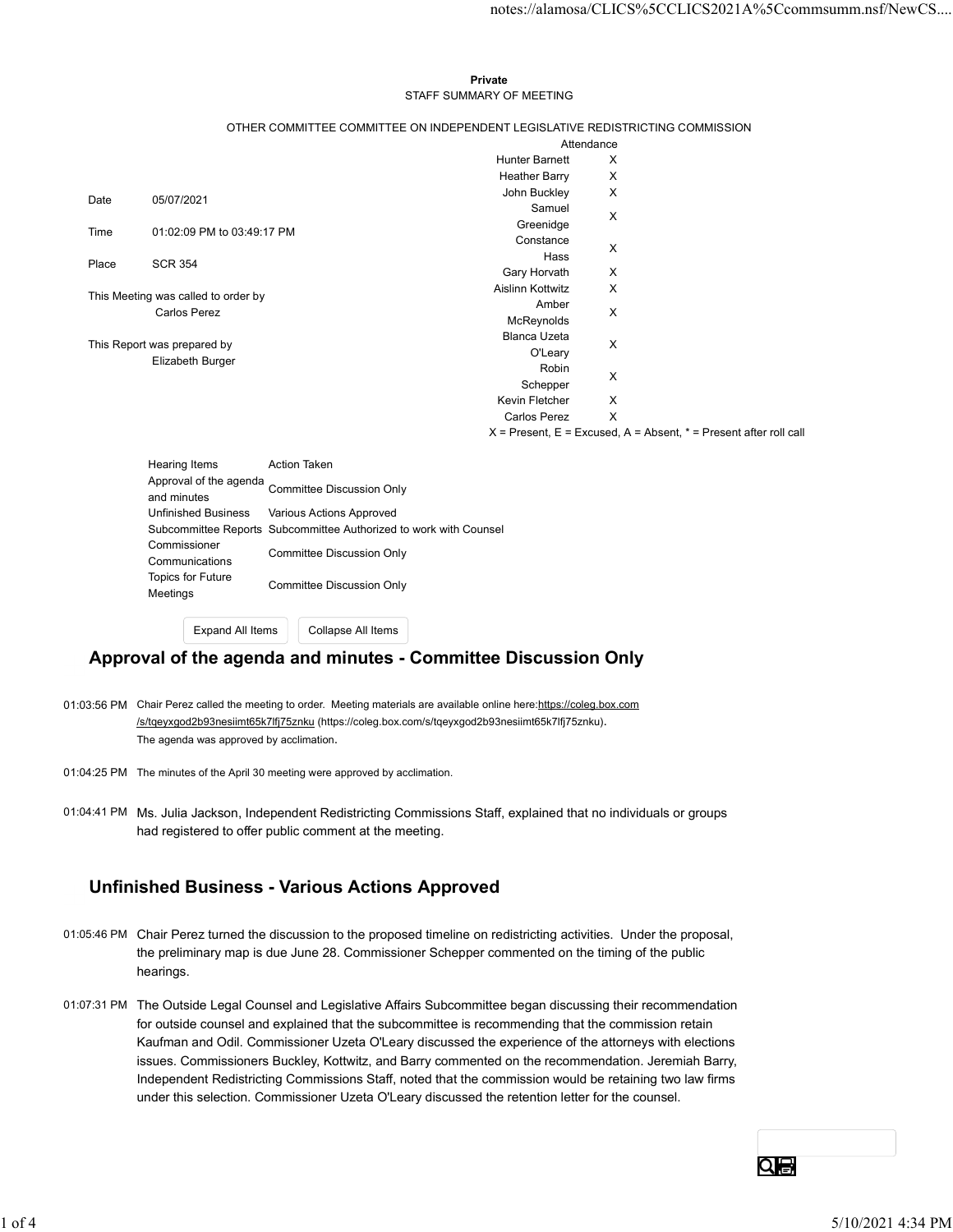**Private**

STAFF SUMMARY OF MEETING

OTHER COMMITTEE COMMITTEE ON INDEPENDENT LEGISLATIVE REDISTRICTING COMMISSION

| | |
|---|---|
| Date | 05/07/2021 |
| Time | 01:02:09 PM to 03:49:17 PM |
| Place | SCR 354 |

This Meeting was called to order by
Carlos Perez

This Report was prepared by
Elizabeth Burger

| Attendance | |
|---|---|
| Hunter Barnett | X |
| Heather Barry | X |
| John Buckley | X |
| Samuel Greenidge | X |
| Constance Hass | X |
| Gary Horvath | X |
| Aislinn Kottwitz | X |
| Amber McReynolds | X |
| Blanca Uzeta O'Leary | X |
| Robin Schepper | X |
| Kevin Fletcher | X |
| Carlos Perez | X |

X = Present, E = Excused, A = Absent, * = Present after roll call

| Hearing Items | Action Taken |
|---|---|
| Approval of the agenda and minutes | Committee Discussion Only |
| Unfinished Business | Various Actions Approved |
| Subcommittee Reports | Subcommittee Authorized to work with Counsel |
| Commissioner Communications | Committee Discussion Only |
| Topics for Future Meetings | Committee Discussion Only |

## Approval of the agenda and minutes - Committee Discussion Only

01:03:56 PM Chair Perez called the meeting to order. Meeting materials are available online here:https://coleg.box.com/s/tqeyxgod2b93nesiimt65k7lfj75znku (https://coleg.box.com/s/tqeyxgod2b93nesiimt65k7lfj75znku). The agenda was approved by acclimation.

01:04:25 PM The minutes of the April 30 meeting were approved by acclimation.

01:04:41 PM Ms. Julia Jackson, Independent Redistricting Commissions Staff, explained that no individuals or groups had registered to offer public comment at the meeting.

## Unfinished Business - Various Actions Approved

01:05:46 PM Chair Perez turned the discussion to the proposed timeline on redistricting activities. Under the proposal, the preliminary map is due June 28. Commissioner Schepper commented on the timing of the public hearings.

01:07:31 PM The Outside Legal Counsel and Legislative Affairs Subcommittee began discussing their recommendation for outside counsel and explained that the subcommittee is recommending that the commission retain Kaufman and Odil. Commissioner Uzeta O'Leary discussed the experience of the attorneys with elections issues. Commissioners Buckley, Kottwitz, and Barry commented on the recommendation. Jeremiah Barry, Independent Redistricting Commissions Staff, noted that the commission would be retaining two law firms under this selection. Commissioner Uzeta O'Leary discussed the retention letter for the counsel.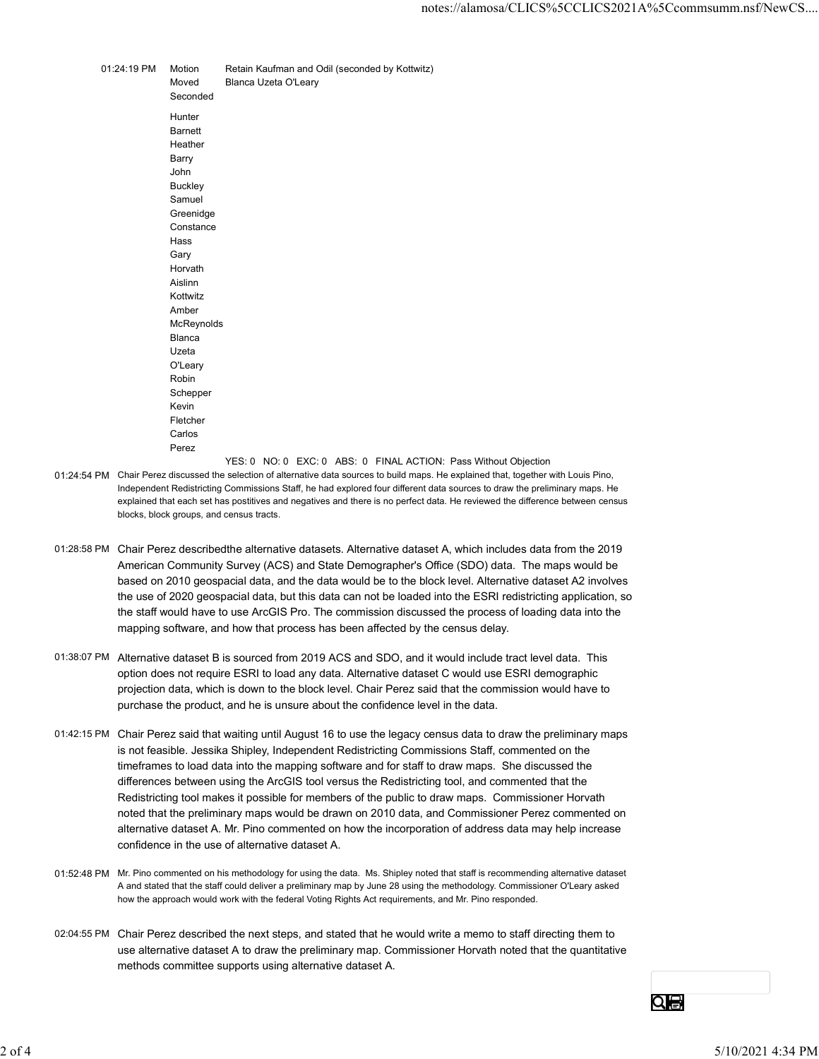| | | |
|---|---|---|
| 01:24:19 PM | Motion | Retain Kaufman and Odil (seconded by Kottwitz) |
| | Moved | Blanca Uzeta O'Leary |
| | Seconded | |

Hunter Barnett
Heather Barry
John Buckley
Samuel Greenidge
Constance Hass
Gary Horvath
Aislinn Kottwitz
Amber McReynolds
Blanca Uzeta O'Leary
Robin Schepper
Kevin Fletcher
Carlos Perez

YES: 0 NO: 0 EXC: 0 ABS: 0 FINAL ACTION: Pass Without Objection

01:24:54 PM Chair Perez discussed the selection of alternative data sources to build maps. He explained that, together with Louis Pino, Independent Redistricting Commissions Staff, he had explored four different data sources to draw the preliminary maps. He explained that each set has postitives and negatives and there is no perfect data. He reviewed the difference between census blocks, block groups, and census tracts.

01:28:58 PM Chair Perez describedthe alternative datasets. Alternative dataset A, which includes data from the 2019 American Community Survey (ACS) and State Demographer's Office (SDO) data. The maps would be based on 2010 geospacial data, and the data would be to the block level. Alternative dataset A2 involves the use of 2020 geospacial data, but this data can not be loaded into the ESRI redistricting application, so the staff would have to use ArcGIS Pro. The commission discussed the process of loading data into the mapping software, and how that process has been affected by the census delay.

01:38:07 PM Alternative dataset B is sourced from 2019 ACS and SDO, and it would include tract level data. This option does not require ESRI to load any data. Alternative dataset C would use ESRI demographic projection data, which is down to the block level. Chair Perez said that the commission would have to purchase the product, and he is unsure about the confidence level in the data.

01:42:15 PM Chair Perez said that waiting until August 16 to use the legacy census data to draw the preliminary maps is not feasible. Jessika Shipley, Independent Redistricting Commissions Staff, commented on the timeframes to load data into the mapping software and for staff to draw maps. She discussed the differences between using the ArcGIS tool versus the Redistricting tool, and commented that the Redistricting tool makes it possible for members of the public to draw maps. Commissioner Horvath noted that the preliminary maps would be drawn on 2010 data, and Commissioner Perez commented on alternative dataset A. Mr. Pino commented on how the incorporation of address data may help increase confidence in the use of alternative dataset A.

01:52:48 PM Mr. Pino commented on his methodology for using the data. Ms. Shipley noted that staff is recommending alternative dataset A and stated that the staff could deliver a preliminary map by June 28 using the methodology. Commissioner O'Leary asked how the approach would work with the federal Voting Rights Act requirements, and Mr. Pino responded.

02:04:55 PM Chair Perez described the next steps, and stated that he would write a memo to staff directing them to use alternative dataset A to draw the preliminary map. Commissioner Horvath noted that the quantitative methods committee supports using alternative dataset A.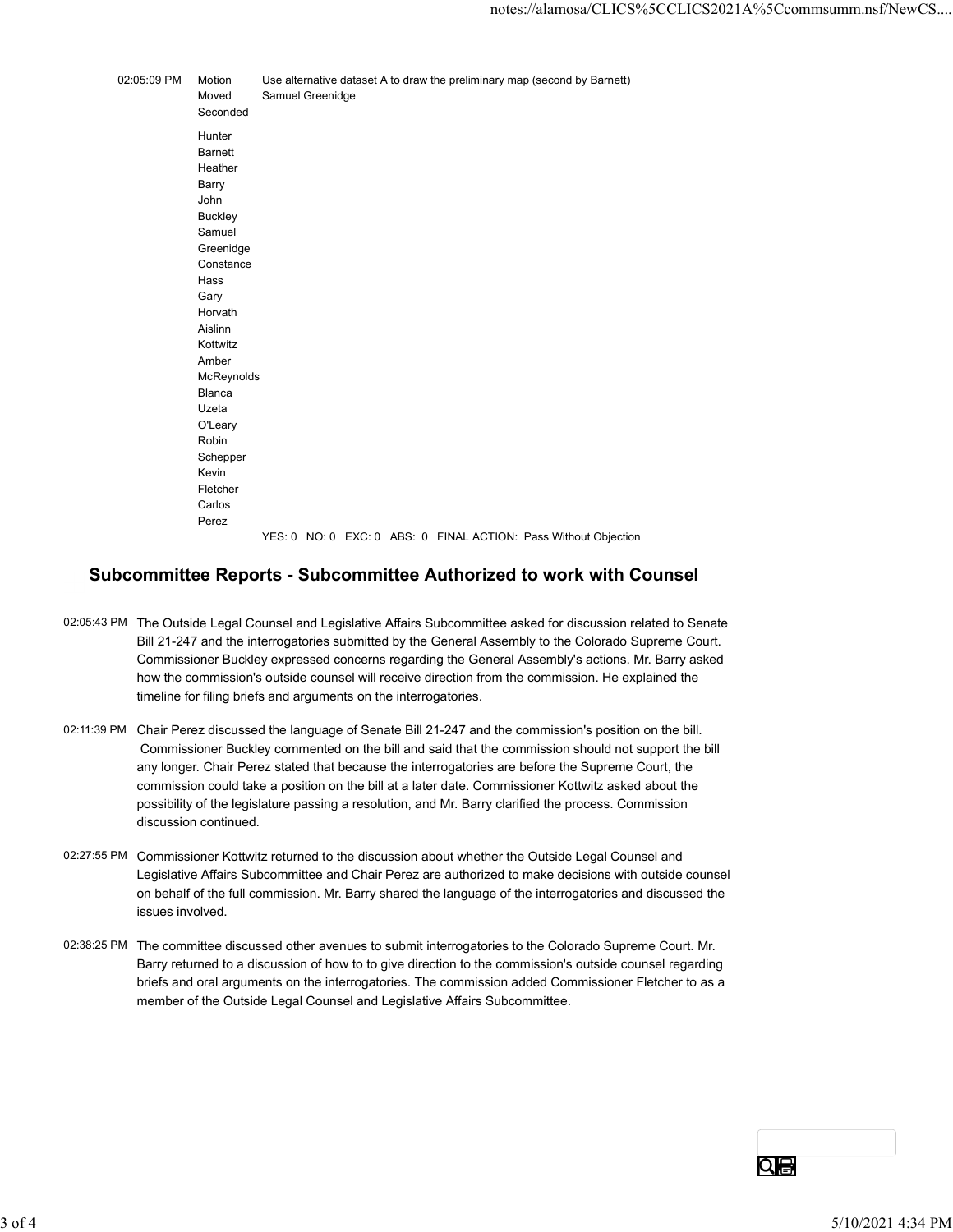| | | |
|---|---|---|
| 02:05:09 PM | Motion | Use alternative dataset A to draw the preliminary map (second by Barnett) |
| | Moved | Samuel Greenidge |
| | Seconded | |
| | Hunter Barnett | |
| | Heather Barry | |
| | John Buckley | |
| | Samuel Greenidge | |
| | Constance Hass | |
| | Gary Horvath | |
| | Aislinn Kottwitz | |
| | Amber McReynolds | |
| | Blanca Uzeta O'Leary | |
| | Robin Schepper | |
| | Kevin Fletcher | |
| | Carlos Perez | |
| | | YES: 0 NO: 0 EXC: 0 ABS: 0 FINAL ACTION: Pass Without Objection |

## Subcommittee Reports - Subcommittee Authorized to work with Counsel

02:05:43 PM The Outside Legal Counsel and Legislative Affairs Subcommittee asked for discussion related to Senate Bill 21-247 and the interrogatories submitted by the General Assembly to the Colorado Supreme Court. Commissioner Buckley expressed concerns regarding the General Assembly's actions. Mr. Barry asked how the commission's outside counsel will receive direction from the commission. He explained the timeline for filing briefs and arguments on the interrogatories.

02:11:39 PM Chair Perez discussed the language of Senate Bill 21-247 and the commission's position on the bill. Commissioner Buckley commented on the bill and said that the commission should not support the bill any longer. Chair Perez stated that because the interrogatories are before the Supreme Court, the commission could take a position on the bill at a later date. Commissioner Kottwitz asked about the possibility of the legislature passing a resolution, and Mr. Barry clarified the process. Commission discussion continued.

02:27:55 PM Commissioner Kottwitz returned to the discussion about whether the Outside Legal Counsel and Legislative Affairs Subcommittee and Chair Perez are authorized to make decisions with outside counsel on behalf of the full commission. Mr. Barry shared the language of the interrogatories and discussed the issues involved.

02:38:25 PM The committee discussed other avenues to submit interrogatories to the Colorado Supreme Court. Mr. Barry returned to a discussion of how to to give direction to the commission's outside counsel regarding briefs and oral arguments on the interrogatories. The commission added Commissioner Fletcher to as a member of the Outside Legal Counsel and Legislative Affairs Subcommittee.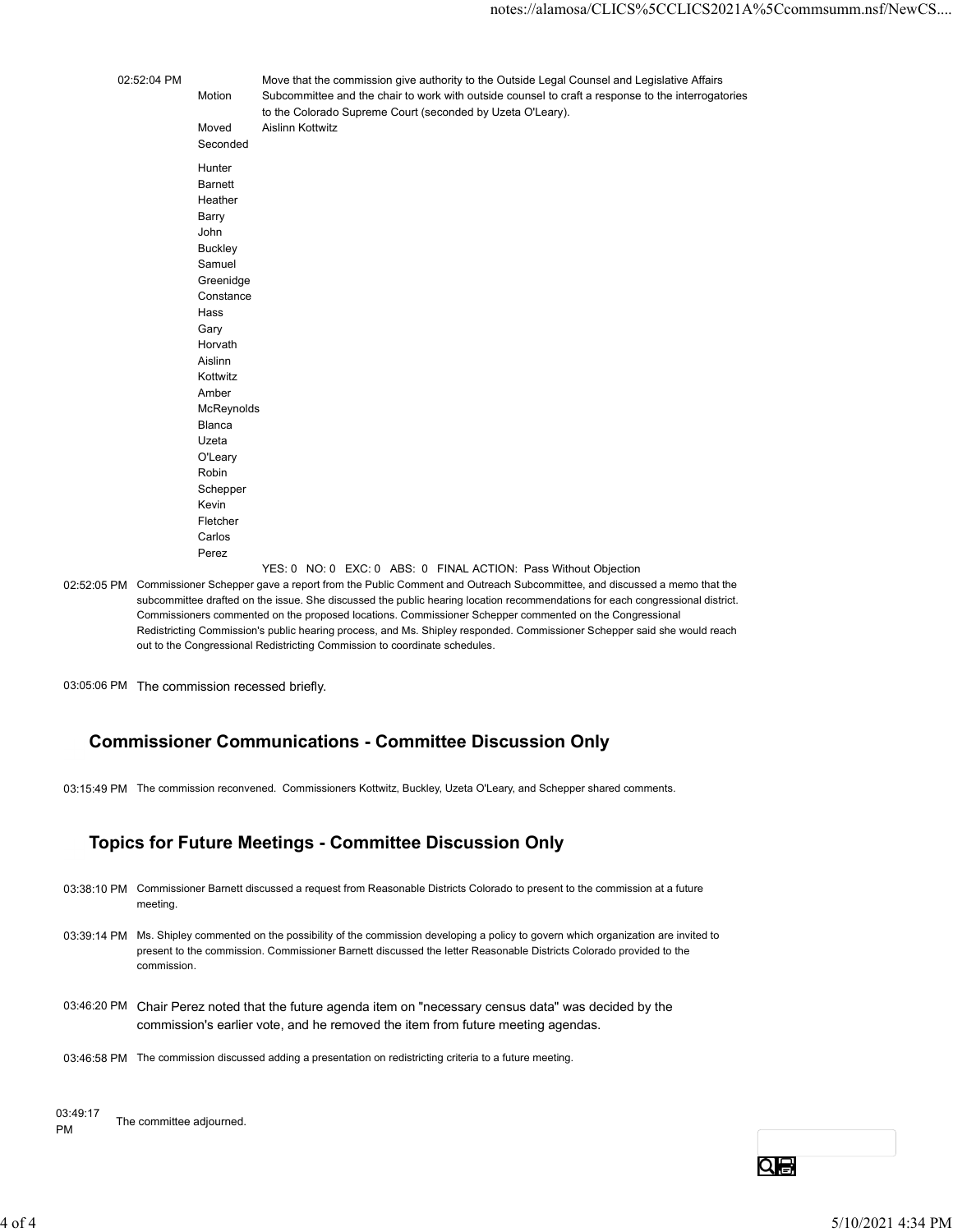| | | |
|---|---|---|
| 02:52:04 PM | Motion | Move that the commission give authority to the Outside Legal Counsel and Legislative Affairs Subcommittee and the chair to work with outside counsel to craft a response to the interrogatories to the Colorado Supreme Court (seconded by Uzeta O'Leary). |
| | Moved | Aislinn Kottwitz |
| | Seconded | |
| | Hunter Barnett | |
| | Heather Barry | |
| | John Buckley | |
| | Samuel Greenidge | |
| | Constance Hass | |
| | Gary Horvath | |
| | Aislinn Kottwitz | |
| | Amber McReynolds | |
| | Blanca Uzeta O'Leary | |
| | Robin Schepper | |
| | Kevin Fletcher | |
| | Carlos Perez | |
| | | YES: 0 NO: 0 EXC: 0 ABS: 0 FINAL ACTION: Pass Without Objection |

02:52:05 PM Commissioner Schepper gave a report from the Public Comment and Outreach Subcommittee, and discussed a memo that the subcommittee drafted on the issue. She discussed the public hearing location recommendations for each congressional district. Commissioners commented on the proposed locations. Commissioner Schepper commented on the Congressional Redistricting Commission's public hearing process, and Ms. Shipley responded. Commissioner Schepper said she would reach out to the Congressional Redistricting Commission to coordinate schedules.

03:05:06 PM The commission recessed briefly.

## Commissioner Communications - Committee Discussion Only

03:15:49 PM The commission reconvened. Commissioners Kottwitz, Buckley, Uzeta O'Leary, and Schepper shared comments.

## Topics for Future Meetings - Committee Discussion Only

03:38:10 PM Commissioner Barnett discussed a request from Reasonable Districts Colorado to present to the commission at a future meeting.

03:39:14 PM Ms. Shipley commented on the possibility of the commission developing a policy to govern which organization are invited to present to the commission. Commissioner Barnett discussed the letter Reasonable Districts Colorado provided to the commission.

03:46:20 PM Chair Perez noted that the future agenda item on "necessary census data" was decided by the commission's earlier vote, and he removed the item from future meeting agendas.

03:46:58 PM The commission discussed adding a presentation on redistricting criteria to a future meeting.

03:49:17 PM The committee adjourned.